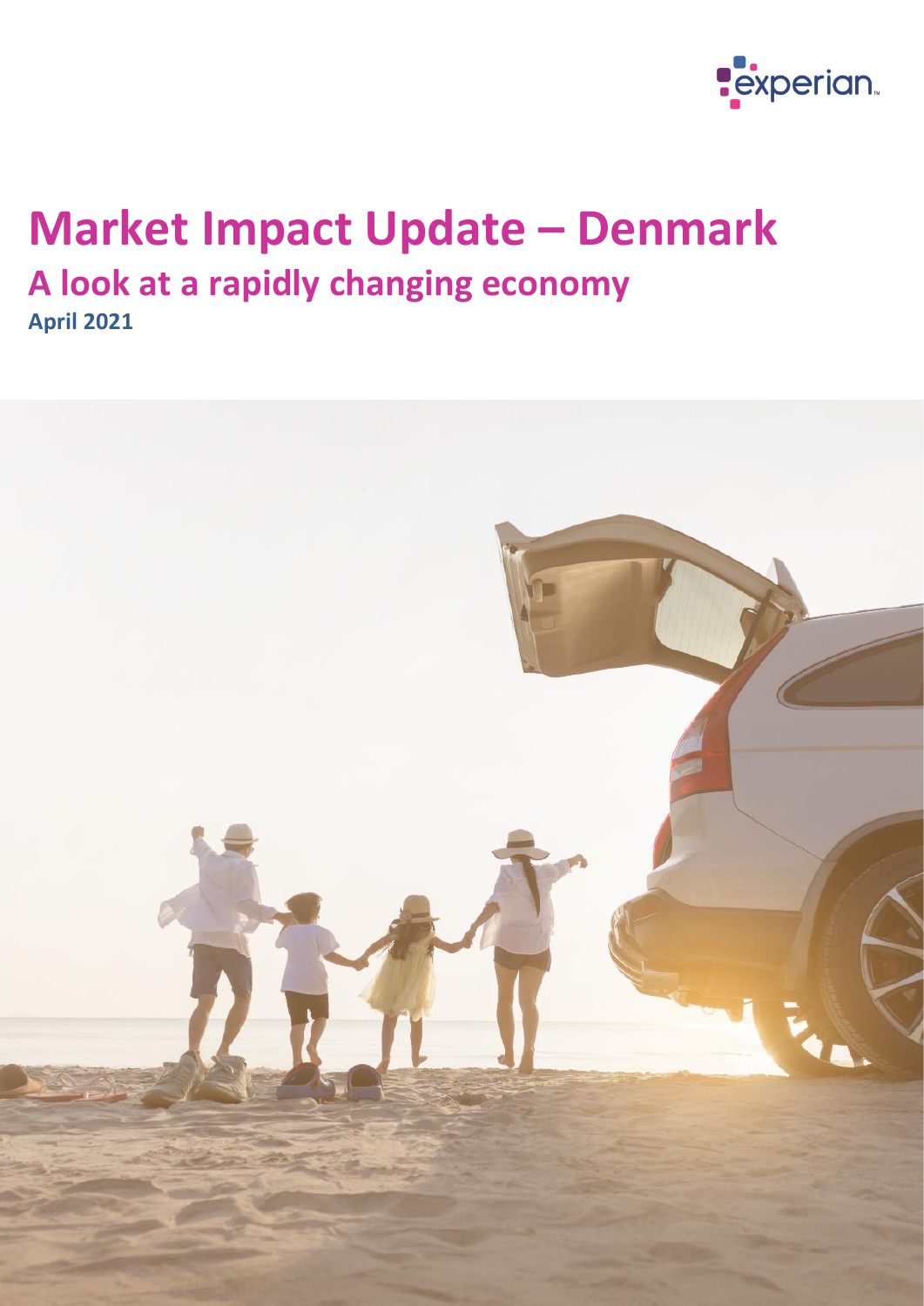# Market Impact Update – Denmark

## A look at a rapidly changing economy

**April 2021**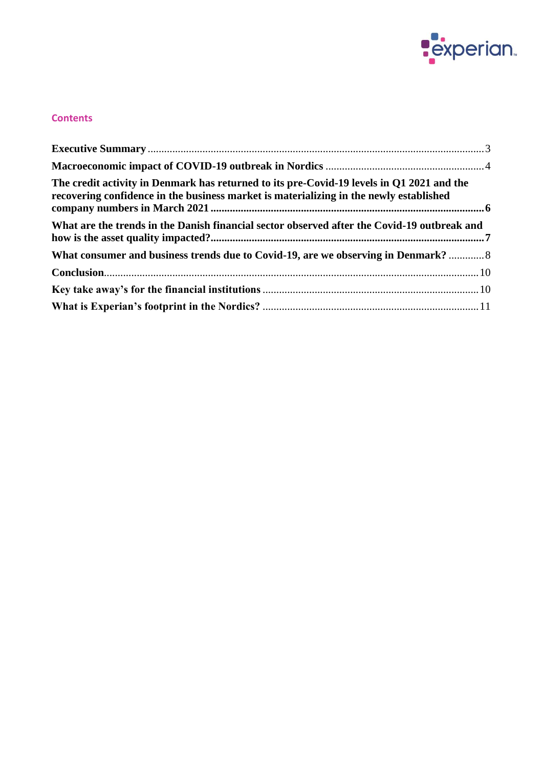## Contents

**Executive Summary** .......... 3

**Macroeconomic impact of COVID-19 outbreak in Nordics** .......... 4

**The credit activity in Denmark has returned to its pre-Covid-19 levels in Q1 2021 and the recovering confidence in the business market is materializing in the newly established company numbers in March 2021** .......... **6**

**What are the trends in the Danish financial sector observed after the Covid-19 outbreak and how is the asset quality impacted?** .......... **7**

**What consumer and business trends due to Covid-19, are we observing in Denmark?** .......... 8

**Conclusion** .......... 10

**Key take away's for the financial institutions** .......... 10

**What is Experian's footprint in the Nordics?** .......... 11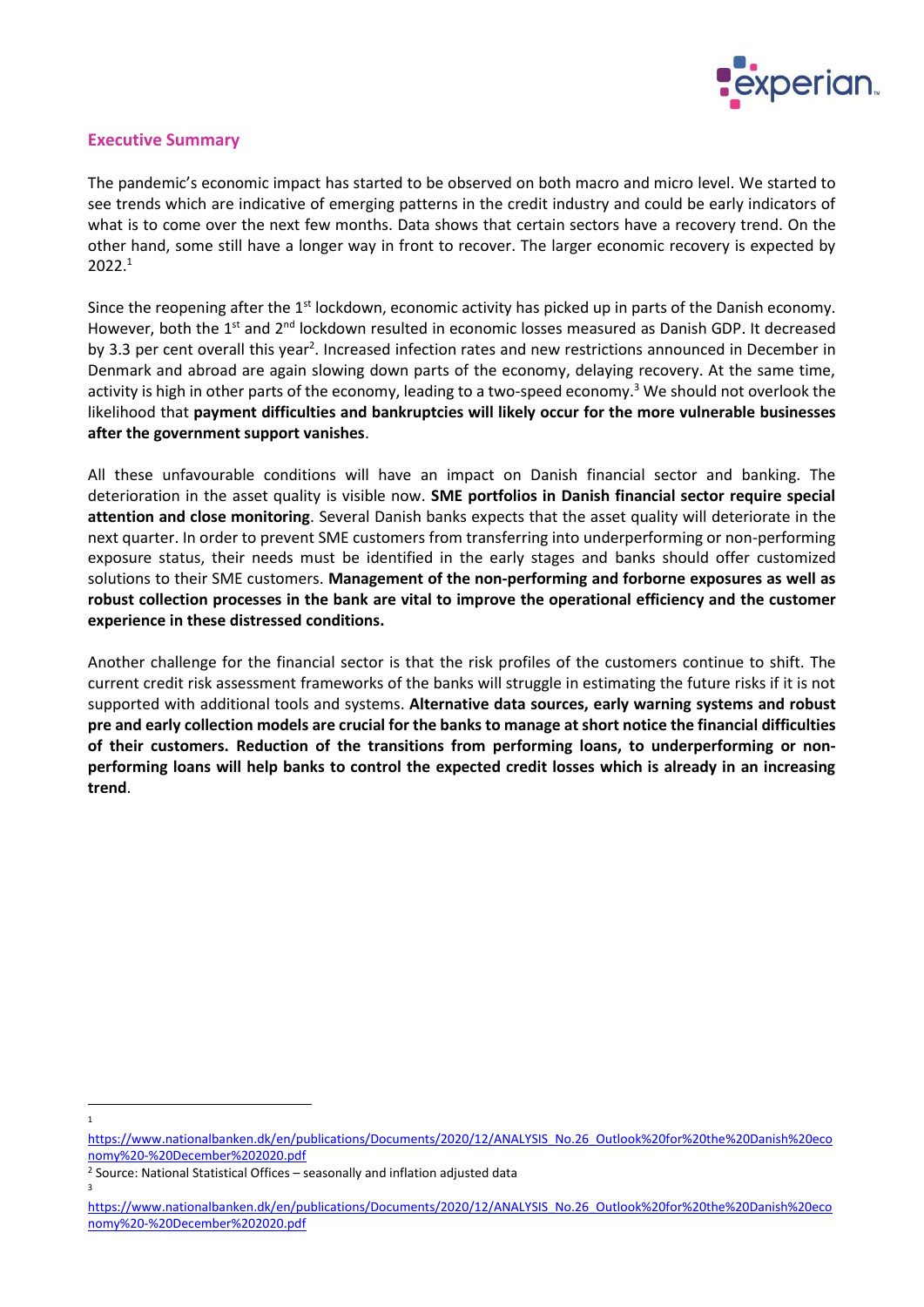## Executive Summary

The pandemic's economic impact has started to be observed on both macro and micro level. We started to see trends which are indicative of emerging patterns in the credit industry and could be early indicators of what is to come over the next few months. Data shows that certain sectors have a recovery trend. On the other hand, some still have a longer way in front to recover. The larger economic recovery is expected by 2022.[1]

Since the reopening after the 1st lockdown, economic activity has picked up in parts of the Danish economy. However, both the 1st and 2nd lockdown resulted in economic losses measured as Danish GDP. It decreased by 3.3 per cent overall this year[2]. Increased infection rates and new restrictions announced in December in Denmark and abroad are again slowing down parts of the economy, delaying recovery. At the same time, activity is high in other parts of the economy, leading to a two-speed economy.[3] We should not overlook the likelihood that **payment difficulties and bankruptcies will likely occur for the more vulnerable businesses after the government support vanishes**.

All these unfavourable conditions will have an impact on Danish financial sector and banking. The deterioration in the asset quality is visible now. **SME portfolios in Danish financial sector require special attention and close monitoring**. Several Danish banks expects that the asset quality will deteriorate in the next quarter. In order to prevent SME customers from transferring into underperforming or non-performing exposure status, their needs must be identified in the early stages and banks should offer customized solutions to their SME customers. **Management of the non-performing and forborne exposures as well as robust collection processes in the bank are vital to improve the operational efficiency and the customer experience in these distressed conditions.**

Another challenge for the financial sector is that the risk profiles of the customers continue to shift. The current credit risk assessment frameworks of the banks will struggle in estimating the future risks if it is not supported with additional tools and systems. **Alternative data sources, early warning systems and robust pre and early collection models are crucial for the banks to manage at short notice the financial difficulties of their customers. Reduction of the transitions from performing loans, to underperforming or non-performing loans will help banks to control the expected credit losses which is already in an increasing trend**.

---

[1] https://www.nationalbanken.dk/en/publications/Documents/2020/12/ANALYSIS_No.26_Outlook%20for%20the%20Danish%20economy%20-%20December%202020.pdf

[2] Source: National Statistical Offices – seasonally and inflation adjusted data

[3] https://www.nationalbanken.dk/en/publications/Documents/2020/12/ANALYSIS_No.26_Outlook%20for%20the%20Danish%20economy%20-%20December%202020.pdf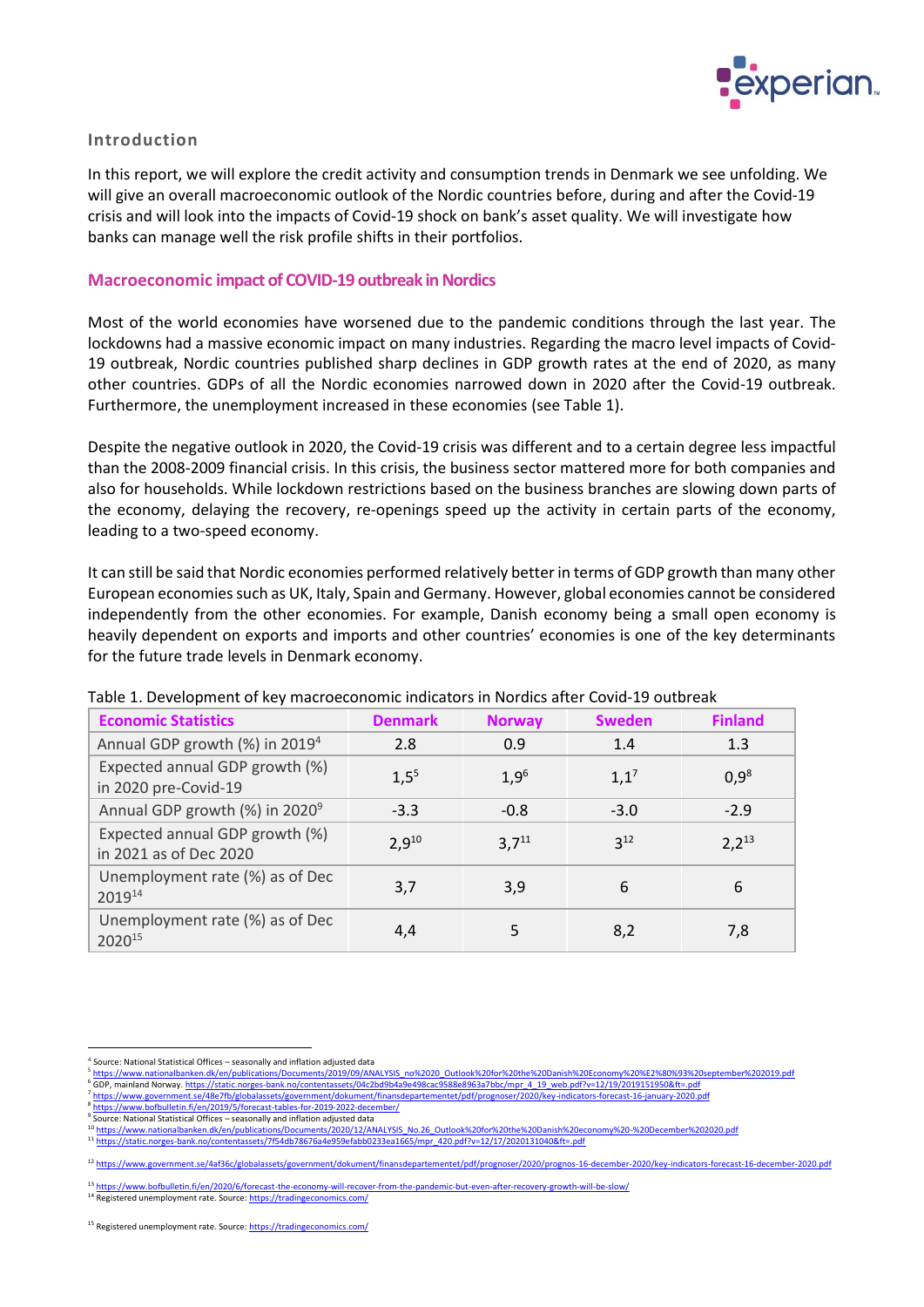## Introduction

In this report, we will explore the credit activity and consumption trends in Denmark we see unfolding. We will give an overall macroeconomic outlook of the Nordic countries before, during and after the Covid-19 crisis and will look into the impacts of Covid-19 shock on bank's asset quality. We will investigate how banks can manage well the risk profile shifts in their portfolios.

### Macroeconomic impact of COVID-19 outbreak in Nordics

Most of the world economies have worsened due to the pandemic conditions through the last year. The lockdowns had a massive economic impact on many industries. Regarding the macro level impacts of Covid-19 outbreak, Nordic countries published sharp declines in GDP growth rates at the end of 2020, as many other countries. GDPs of all the Nordic economies narrowed down in 2020 after the Covid-19 outbreak. Furthermore, the unemployment increased in these economies (see Table 1).

Despite the negative outlook in 2020, the Covid-19 crisis was different and to a certain degree less impactful than the 2008-2009 financial crisis. In this crisis, the business sector mattered more for both companies and also for households. While lockdown restrictions based on the business branches are slowing down parts of the economy, delaying the recovery, re-openings speed up the activity in certain parts of the economy, leading to a two-speed economy.

It can still be said that Nordic economies performed relatively better in terms of GDP growth than many other European economies such as UK, Italy, Spain and Germany. However, global economies cannot be considered independently from the other economies. For example, Danish economy being a small open economy is heavily dependent on exports and imports and other countries' economies is one of the key determinants for the future trade levels in Denmark economy.

Table 1. Development of key macroeconomic indicators in Nordics after Covid-19 outbreak

| Economic Statistics | Denmark | Norway | Sweden | Finland |
|---|---|---|---|---|
| Annual GDP growth (%) in 2019[4] | 2.8 | 0.9 | 1.4 | 1.3 |
| Expected annual GDP growth (%) in 2020 pre-Covid-19 | 1,5[5] | 1,9[6] | 1,1[7] | 0,9[8] |
| Annual GDP growth (%) in 2020[9] | -3.3 | -0.8 | -3.0 | -2.9 |
| Expected annual GDP growth (%) in 2021 as of Dec 2020 | 2,9[10] | 3,7[11] | 3[12] | 2,2[13] |
| Unemployment rate (%) as of Dec 2019[14] | 3,7 | 3,9 | 6 | 6 |
| Unemployment rate (%) as of Dec 2020[15] | 4,4 | 5 | 8,2 | 7,8 |

[4] Source: National Statistical Offices – seasonally and inflation adjusted data
[5] https://www.nationalbanken.dk/en/publications/Documents/2019/09/ANALYSIS_no%2020_Outlook%20for%20the%20Danish%20Economy%20%E2%80%93%20september%202019.pdf
[6] GDP, mainland Norway. https://static.norges-bank.no/contentassets/04c2bd9b4a9e498cac9588e8963a7bbc/mpr_4_19_web.pdf?v=12/19/2019151950&ft=.pdf
[7] https://www.government.se/48e7fb/globalassets/government/dokument/finansdepartementet/pdf/prognoser/2020/key-indicators-forecast-16-january-2020.pdf
[8] https://www.bofbulletin.fi/en/2019/5/forecast-tables-for-2019-2022-december/
[9] Source: National Statistical Offices – seasonally and inflation adjusted data
[10] https://www.nationalbanken.dk/en/publications/Documents/2020/12/ANALYSIS_No.26_Outlook%20for%20the%20Danish%20economy%20-%20December%202020.pdf
[11] https://static.norges-bank.no/contentassets/7f54db78676a4e959efabb0233ea1665/mpr_420.pdf?v=12/17/2020131040&ft=.pdf
[12] https://www.government.se/4af36c/globalassets/government/dokument/finansdepartementet/pdf/prognoser/2020/prognos-16-december-2020/key-indicators-forecast-16-december-2020.pdf
[13] https://www.bofbulletin.fi/en/2020/6/forecast-the-economy-will-recover-from-the-pandemic-but-even-after-recovery-growth-will-be-slow/
[14] Registered unemployment rate. Source: https://tradingeconomics.com/
[15] Registered unemployment rate. Source: https://tradingeconomics.com/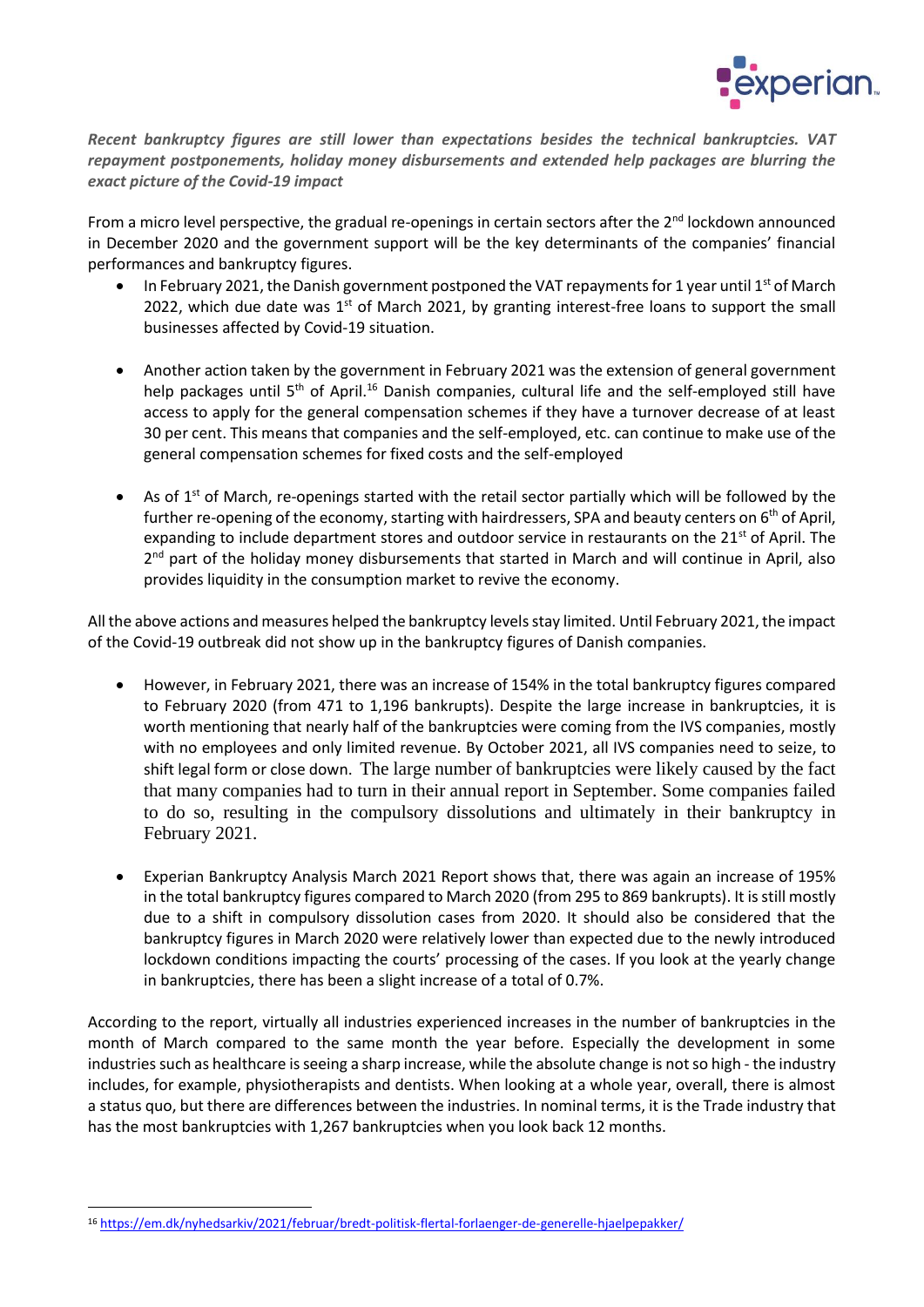***Recent bankruptcy figures are still lower than expectations besides the technical bankruptcies. VAT repayment postponements, holiday money disbursements and extended help packages are blurring the exact picture of the Covid-19 impact***

From a micro level perspective, the gradual re-openings in certain sectors after the 2nd lockdown announced in December 2020 and the government support will be the key determinants of the companies' financial performances and bankruptcy figures.

- In February 2021, the Danish government postponed the VAT repayments for 1 year until 1st of March 2022, which due date was 1st of March 2021, by granting interest-free loans to support the small businesses affected by Covid-19 situation.
- Another action taken by the government in February 2021 was the extension of general government help packages until 5th of April.[16] Danish companies, cultural life and the self-employed still have access to apply for the general compensation schemes if they have a turnover decrease of at least 30 per cent. This means that companies and the self-employed, etc. can continue to make use of the general compensation schemes for fixed costs and the self-employed
- As of 1st of March, re-openings started with the retail sector partially which will be followed by the further re-opening of the economy, starting with hairdressers, SPA and beauty centers on 6th of April, expanding to include department stores and outdoor service in restaurants on the 21st of April. The 2nd part of the holiday money disbursements that started in March and will continue in April, also provides liquidity in the consumption market to revive the economy.

All the above actions and measures helped the bankruptcy levels stay limited. Until February 2021, the impact of the Covid-19 outbreak did not show up in the bankruptcy figures of Danish companies.

- However, in February 2021, there was an increase of 154% in the total bankruptcy figures compared to February 2020 (from 471 to 1,196 bankrupts). Despite the large increase in bankruptcies, it is worth mentioning that nearly half of the bankruptcies were coming from the IVS companies, mostly with no employees and only limited revenue. By October 2021, all IVS companies need to seize, to shift legal form or close down. The large number of bankruptcies were likely caused by the fact that many companies had to turn in their annual report in September. Some companies failed to do so, resulting in the compulsory dissolutions and ultimately in their bankruptcy in February 2021.
- Experian Bankruptcy Analysis March 2021 Report shows that, there was again an increase of 195% in the total bankruptcy figures compared to March 2020 (from 295 to 869 bankrupts). It is still mostly due to a shift in compulsory dissolution cases from 2020. It should also be considered that the bankruptcy figures in March 2020 were relatively lower than expected due to the newly introduced lockdown conditions impacting the courts' processing of the cases. If you look at the yearly change in bankruptcies, there has been a slight increase of a total of 0.7%.

According to the report, virtually all industries experienced increases in the number of bankruptcies in the month of March compared to the same month the year before. Especially the development in some industries such as healthcare is seeing a sharp increase, while the absolute change is not so high - the industry includes, for example, physiotherapists and dentists. When looking at a whole year, overall, there is almost a status quo, but there are differences between the industries. In nominal terms, it is the Trade industry that has the most bankruptcies with 1,267 bankruptcies when you look back 12 months.

---

[16] https://em.dk/nyhedsarkiv/2021/februar/bredt-politisk-flertal-forlaenger-de-generelle-hjaelpepakker/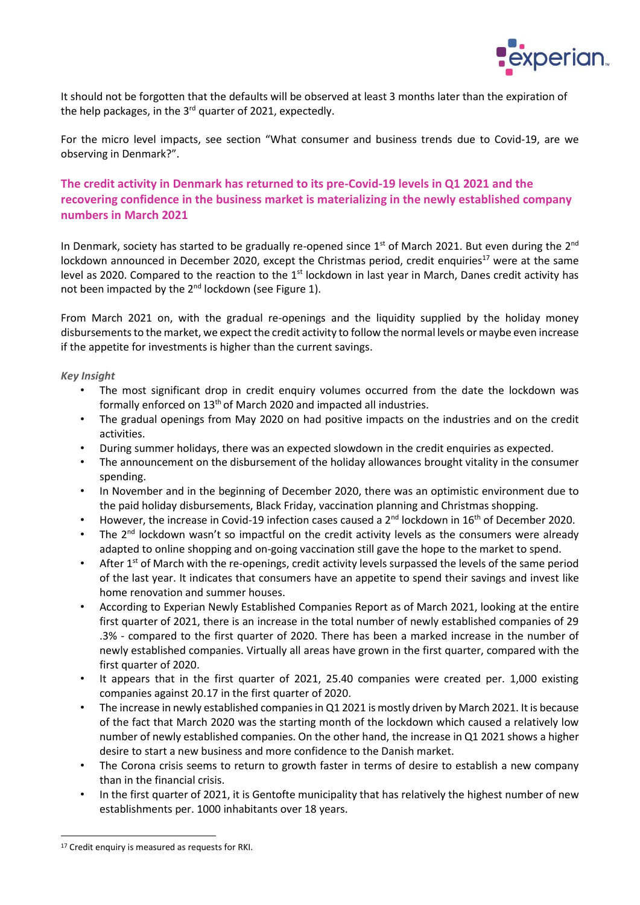It should not be forgotten that the defaults will be observed at least 3 months later than the expiration of the help packages, in the 3rd quarter of 2021, expectedly.

For the micro level impacts, see section "What consumer and business trends due to Covid-19, are we observing in Denmark?".

## The credit activity in Denmark has returned to its pre-Covid-19 levels in Q1 2021 and the recovering confidence in the business market is materializing in the newly established company numbers in March 2021

In Denmark, society has started to be gradually re-opened since 1st of March 2021. But even during the 2nd lockdown announced in December 2020, except the Christmas period, credit enquiries[17] were at the same level as 2020. Compared to the reaction to the 1st lockdown in last year in March, Danes credit activity has not been impacted by the 2nd lockdown (see Figure 1).

From March 2021 on, with the gradual re-openings and the liquidity supplied by the holiday money disbursements to the market, we expect the credit activity to follow the normal levels or maybe even increase if the appetite for investments is higher than the current savings.

*Key Insight*

- The most significant drop in credit enquiry volumes occurred from the date the lockdown was formally enforced on 13th of March 2020 and impacted all industries.
- The gradual openings from May 2020 on had positive impacts on the industries and on the credit activities.
- During summer holidays, there was an expected slowdown in the credit enquiries as expected.
- The announcement on the disbursement of the holiday allowances brought vitality in the consumer spending.
- In November and in the beginning of December 2020, there was an optimistic environment due to the paid holiday disbursements, Black Friday, vaccination planning and Christmas shopping.
- However, the increase in Covid-19 infection cases caused a 2nd lockdown in 16th of December 2020.
- The 2nd lockdown wasn't so impactful on the credit activity levels as the consumers were already adapted to online shopping and on-going vaccination still gave the hope to the market to spend.
- After 1st of March with the re-openings, credit activity levels surpassed the levels of the same period of the last year. It indicates that consumers have an appetite to spend their savings and invest like home renovation and summer houses.
- According to Experian Newly Established Companies Report as of March 2021, looking at the entire first quarter of 2021, there is an increase in the total number of newly established companies of 29 .3% - compared to the first quarter of 2020. There has been a marked increase in the number of newly established companies. Virtually all areas have grown in the first quarter, compared with the first quarter of 2020.
- It appears that in the first quarter of 2021, 25.40 companies were created per. 1,000 existing companies against 20.17 in the first quarter of 2020.
- The increase in newly established companies in Q1 2021 is mostly driven by March 2021. It is because of the fact that March 2020 was the starting month of the lockdown which caused a relatively low number of newly established companies. On the other hand, the increase in Q1 2021 shows a higher desire to start a new business and more confidence to the Danish market.
- The Corona crisis seems to return to growth faster in terms of desire to establish a new company than in the financial crisis.
- In the first quarter of 2021, it is Gentofte municipality that has relatively the highest number of new establishments per. 1000 inhabitants over 18 years.

[17] Credit enquiry is measured as requests for RKI.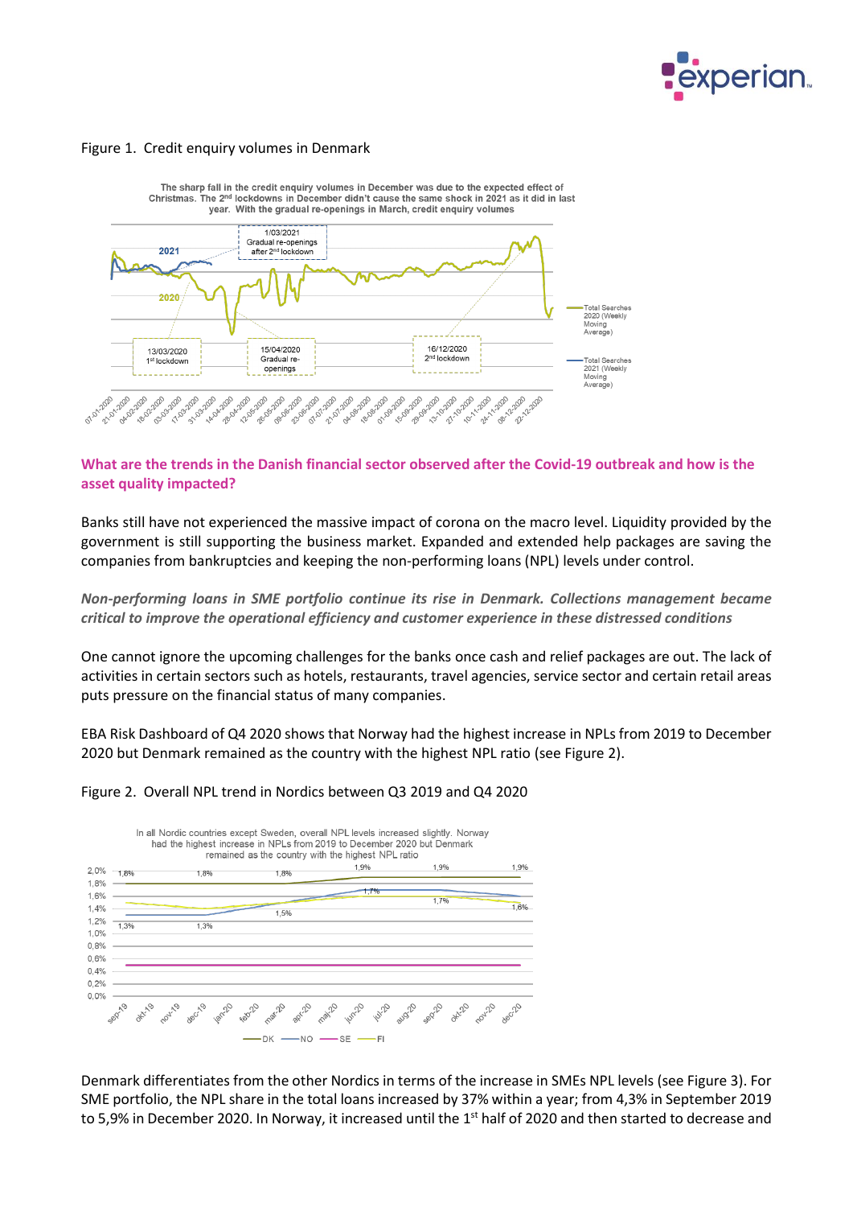Figure 1. Credit enquiry volumes in Denmark

The sharp fall in the credit enquiry volumes in December was due to the expected effect of Christmas. The 2nd lockdowns in December didn't cause the same shock in 2021 as it did in last year. With the gradual re-openings in March, credit enquiry volumes

2021

2020

1/03/2021
Gradual re-openings after 2nd lockdown

13/03/2020
1st lockdown

15/04/2020
Gradual re-openings

16/12/2020
2nd lockdown

Total Searches 2020 (Weekly Moving Average)

Total Searches 2021 (Weekly Moving Average)

07-01-2020, 21-01-2020, 04-02-2020, 18-02-2020, 03-03-2020, 17-03-2020, 31-03-2020, 14-04-2020, 28-04-2020, 12-05-2020, 26-05-2020, 09-06-2020, 23-06-2020, 07-07-2020, 21-07-2020, 04-08-2020, 18-08-2020, 01-09-2020, 15-09-2020, 29-09-2020, 13-10-2020, 27-10-2020, 10-11-2020, 24-11-2020, 08-12-2020, 22-12-2020

### What are the trends in the Danish financial sector observed after the Covid-19 outbreak and how is the asset quality impacted?

Banks still have not experienced the massive impact of corona on the macro level. Liquidity provided by the government is still supporting the business market. Expanded and extended help packages are saving the companies from bankruptcies and keeping the non-performing loans (NPL) levels under control.

***Non-performing loans in SME portfolio continue its rise in Denmark. Collections management became critical to improve the operational efficiency and customer experience in these distressed conditions***

One cannot ignore the upcoming challenges for the banks once cash and relief packages are out. The lack of activities in certain sectors such as hotels, restaurants, travel agencies, service sector and certain retail areas puts pressure on the financial status of many companies.

EBA Risk Dashboard of Q4 2020 shows that Norway had the highest increase in NPLs from 2019 to December 2020 but Denmark remained as the country with the highest NPL ratio (see Figure 2).

Figure 2. Overall NPL trend in Nordics between Q3 2019 and Q4 2020

In all Nordic countries except Sweden, overall NPL levels increased slightly. Norway had the highest increase in NPLs from 2019 to December 2020 but Denmark remained as the country with the highest NPL ratio

2,0%, 1,8%, 1,6%, 1,4%, 1,2%, 1,0%, 0,8%, 0,6%, 0,4%, 0,2%, 0,0%

1,8% 1,8% 1,8% 1,9% 1,9% 1,9%

1,7% 1,7% 1,6%

1,5%

1,3% 1,3%

sep-19, okt-19, nov-19, dec-19, jan-20, feb-20, mar-20, apr-20, maj-20, jun-20, jul-20, aug-20, sep-20, okt-20, nov-20, dec-20

DK NO SE FI

Denmark differentiates from the other Nordics in terms of the increase in SMEs NPL levels (see Figure 3). For SME portfolio, the NPL share in the total loans increased by 37% within a year; from 4,3% in September 2019 to 5,9% in December 2020. In Norway, it increased until the 1st half of 2020 and then started to decrease and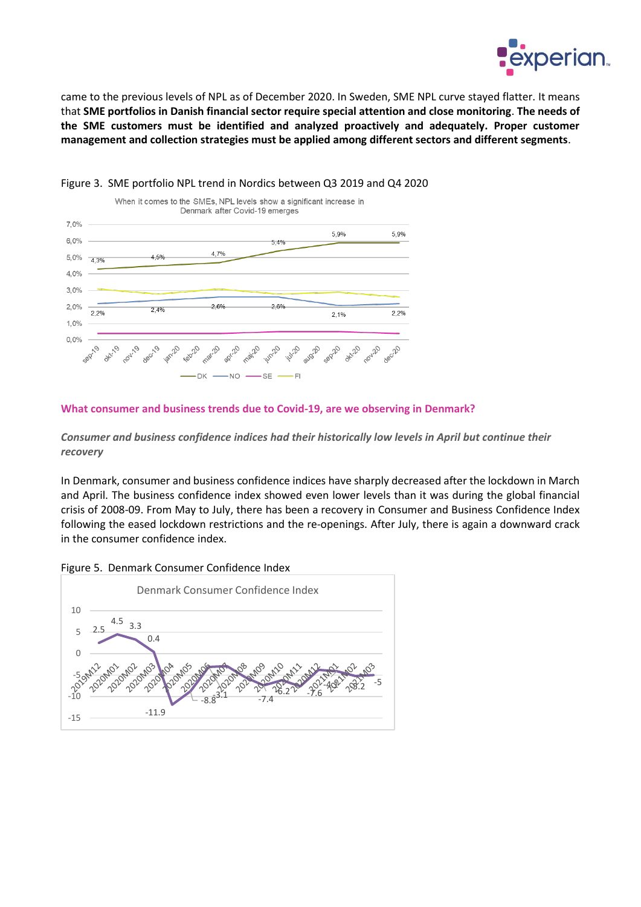came to the previous levels of NPL as of December 2020. In Sweden, SME NPL curve stayed flatter. It means that **SME portfolios in Danish financial sector require special attention and close monitoring**. **The needs of the SME customers must be identified and analyzed proactively and adequately. Proper customer management and collection strategies must be applied among different sectors and different segments**.

Figure 3. SME portfolio NPL trend in Nordics between Q3 2019 and Q4 2020

When it comes to the SMEs, NPL levels show a significant increase in Denmark after Covid-19 emerges

7,0%
6,0%
5,0%
4,0%
3,0%
2,0%
1,0%
0,0%

4,3%
4,5%
4,7%
5,4%
5,9%
5,9%
2,2%
2,4%
2,6%
2,6%
2,1%
2,2%

sep-19, okt-19, nov-19, dec-19, jan-20, feb-20, mar-20, apr-20, maj-20, jun-20, jul-20, aug-20, sep-20, okt-20, nov-20, dec-20

DK NO SE FI

### What consumer and business trends due to Covid-19, are we observing in Denmark?

***Consumer and business confidence indices had their historically low levels in April but continue their recovery***

In Denmark, consumer and business confidence indices have sharply decreased after the lockdown in March and April. The business confidence index showed even lower levels than it was during the global financial crisis of 2008-09. From May to July, there has been a recovery in Consumer and Business Confidence Index following the eased lockdown restrictions and the re-openings. After July, there is again a downward crack in the consumer confidence index.

Figure 5. Denmark Consumer Confidence Index

Denmark Consumer Confidence Index

10
5
0
-5
-10
-15

2.5
4.5
3.3
0.4
-11.9
-8.8
-3.1
-7.4
-6.2
-7.6
-4.2
-5.2
-5

2019M12, 2020M01, 2020M02, 2020M03, 2020M04, 2020M05, 2020M06, 2020M07, 2020M08, 2020M09, 2020M10, 2020M11, 2020M12, 2021M01, 2021M02, 2021M03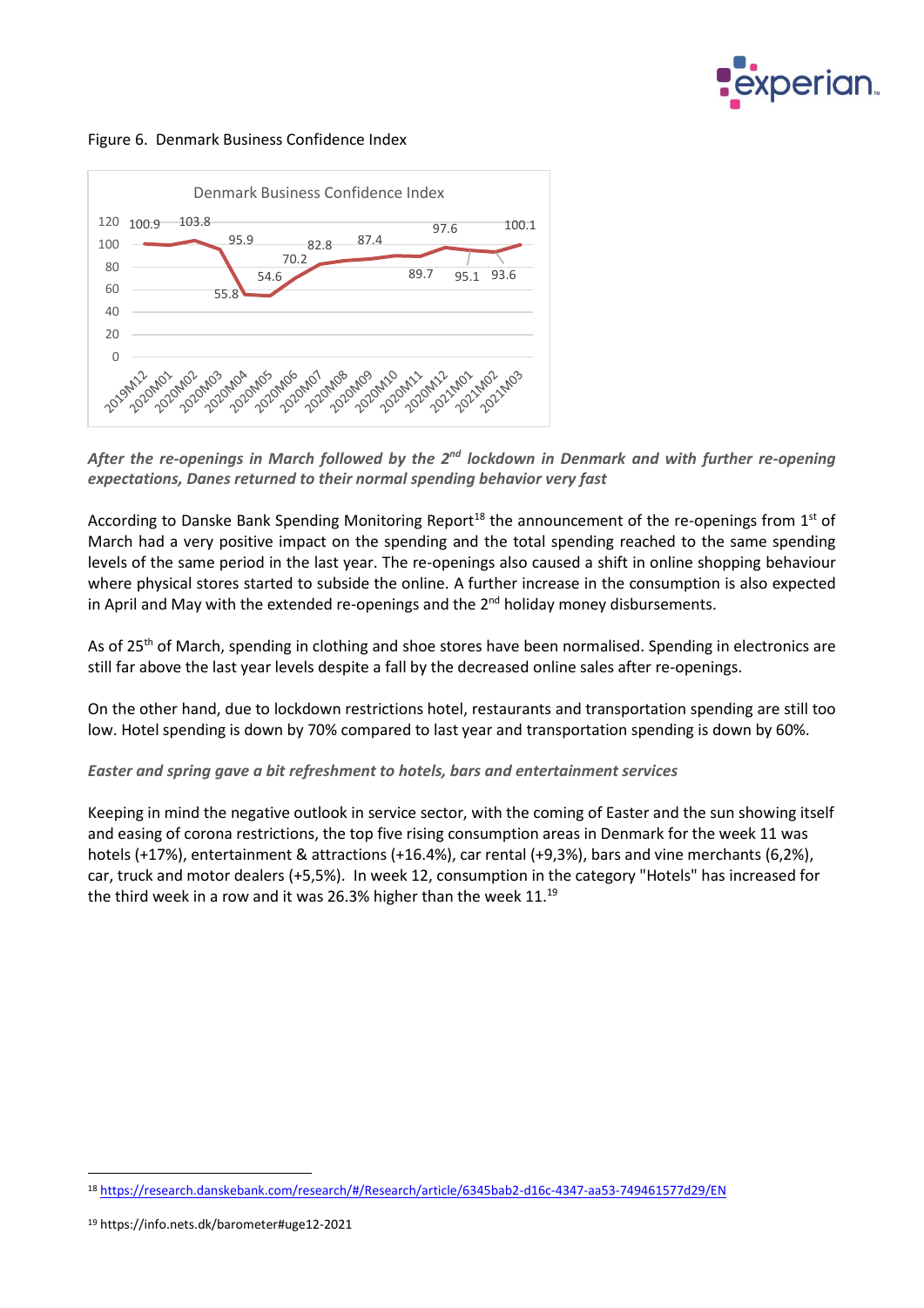Figure 6. Denmark Business Confidence Index

Denmark Business Confidence Index

120
100
80
60
40
20
0

100.9
103.8
95.9
55.8
54.6
70.2
82.8
87.4
89.7
97.6
95.1
93.6
100.1

2019M12
2020M01
2020M02
2020M03
2020M04
2020M05
2020M06
2020M07
2020M08
2020M09
2020M10
2020M11
2020M12
2021M01
2021M02
2021M03

***After the re-openings in March followed by the 2nd lockdown in Denmark and with further re-opening expectations, Danes returned to their normal spending behavior very fast***

According to Danske Bank Spending Monitoring Report[18] the announcement of the re-openings from 1st of March had a very positive impact on the spending and the total spending reached to the same spending levels of the same period in the last year. The re-openings also caused a shift in online shopping behaviour where physical stores started to subside the online. A further increase in the consumption is also expected in April and May with the extended re-openings and the 2nd holiday money disbursements.

As of 25th of March, spending in clothing and shoe stores have been normalised. Spending in electronics are still far above the last year levels despite a fall by the decreased online sales after re-openings.

On the other hand, due to lockdown restrictions hotel, restaurants and transportation spending are still too low. Hotel spending is down by 70% compared to last year and transportation spending is down by 60%.

***Easter and spring gave a bit refreshment to hotels, bars and entertainment services***

Keeping in mind the negative outlook in service sector, with the coming of Easter and the sun showing itself and easing of corona restrictions, the top five rising consumption areas in Denmark for the week 11 was hotels (+17%), entertainment & attractions (+16.4%), car rental (+9,3%), bars and vine merchants (6,2%), car, truck and motor dealers (+5,5%). In week 12, consumption in the category "Hotels" has increased for the third week in a row and it was 26.3% higher than the week 11.[19]

---

[18] https://research.danskebank.com/research/#/Research/article/6345bab2-d16c-4347-aa53-749461577d29/EN

[19] https://info.nets.dk/barometer#uge12-2021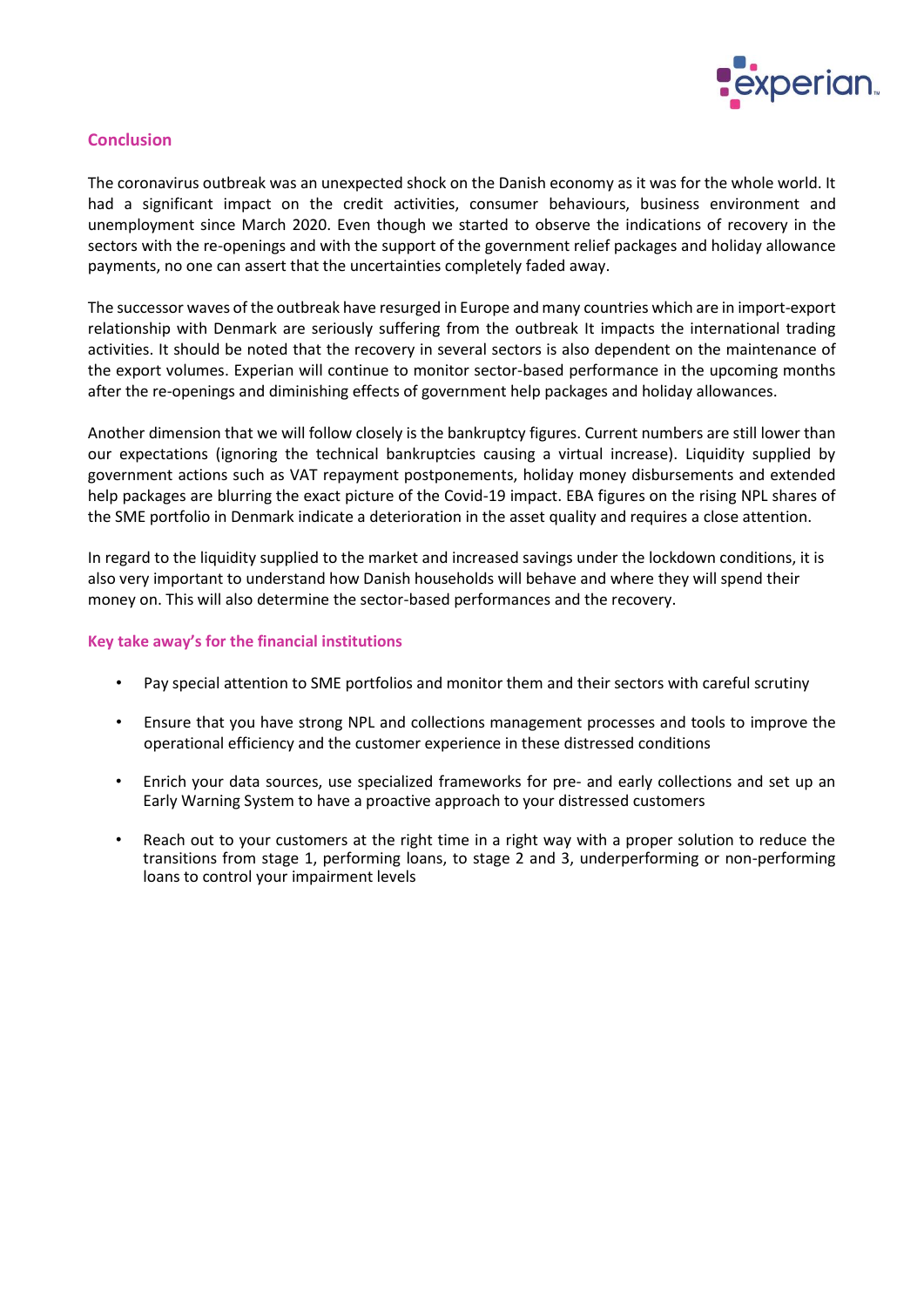## Conclusion

The coronavirus outbreak was an unexpected shock on the Danish economy as it was for the whole world. It had a significant impact on the credit activities, consumer behaviours, business environment and unemployment since March 2020. Even though we started to observe the indications of recovery in the sectors with the re-openings and with the support of the government relief packages and holiday allowance payments, no one can assert that the uncertainties completely faded away.

The successor waves of the outbreak have resurged in Europe and many countries which are in import-export relationship with Denmark are seriously suffering from the outbreak It impacts the international trading activities. It should be noted that the recovery in several sectors is also dependent on the maintenance of the export volumes. Experian will continue to monitor sector-based performance in the upcoming months after the re-openings and diminishing effects of government help packages and holiday allowances.

Another dimension that we will follow closely is the bankruptcy figures. Current numbers are still lower than our expectations (ignoring the technical bankruptcies causing a virtual increase). Liquidity supplied by government actions such as VAT repayment postponements, holiday money disbursements and extended help packages are blurring the exact picture of the Covid-19 impact. EBA figures on the rising NPL shares of the SME portfolio in Denmark indicate a deterioration in the asset quality and requires a close attention.

In regard to the liquidity supplied to the market and increased savings under the lockdown conditions, it is also very important to understand how Danish households will behave and where they will spend their money on. This will also determine the sector-based performances and the recovery.

### Key take away's for the financial institutions

- Pay special attention to SME portfolios and monitor them and their sectors with careful scrutiny
- Ensure that you have strong NPL and collections management processes and tools to improve the operational efficiency and the customer experience in these distressed conditions
- Enrich your data sources, use specialized frameworks for pre- and early collections and set up an Early Warning System to have a proactive approach to your distressed customers
- Reach out to your customers at the right time in a right way with a proper solution to reduce the transitions from stage 1, performing loans, to stage 2 and 3, underperforming or non-performing loans to control your impairment levels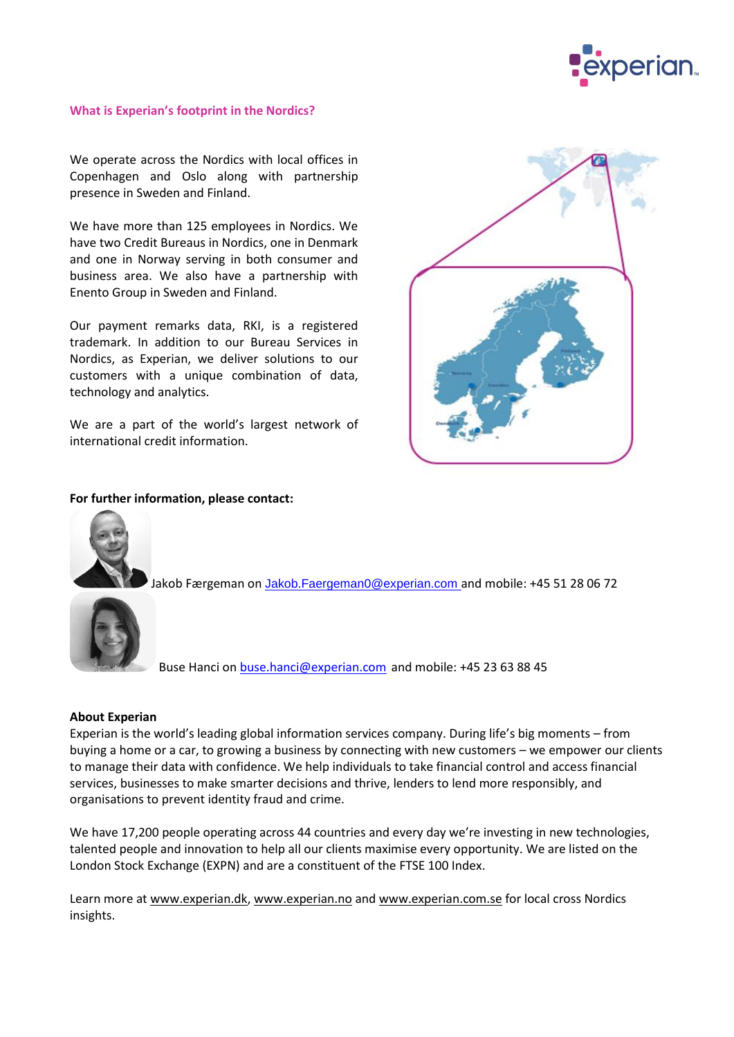### What is Experian's footprint in the Nordics?

We operate across the Nordics with local offices in Copenhagen and Oslo along with partnership presence in Sweden and Finland.

We have more than 125 employees in Nordics. We have two Credit Bureaus in Nordics, one in Denmark and one in Norway serving in both consumer and business area. We also have a partnership with Enento Group in Sweden and Finland.

Our payment remarks data, RKI, is a registered trademark. In addition to our Bureau Services in Nordics, as Experian, we deliver solutions to our customers with a unique combination of data, technology and analytics.

We are a part of the world's largest network of international credit information.

**For further information, please contact:**

Jakob Færgeman on Jakob.Faergeman0@experian.com and mobile: +45 51 28 06 72

Buse Hanci on buse.hanci@experian.com and mobile: +45 23 63 88 45

**About Experian**

Experian is the world's leading global information services company. During life's big moments – from buying a home or a car, to growing a business by connecting with new customers – we empower our clients to manage their data with confidence. We help individuals to take financial control and access financial services, businesses to make smarter decisions and thrive, lenders to lend more responsibly, and organisations to prevent identity fraud and crime.

We have 17,200 people operating across 44 countries and every day we're investing in new technologies, talented people and innovation to help all our clients maximise every opportunity. We are listed on the London Stock Exchange (EXPN) and are a constituent of the FTSE 100 Index.

Learn more at www.experian.dk, www.experian.no and www.experian.com.se for local cross Nordics insights.